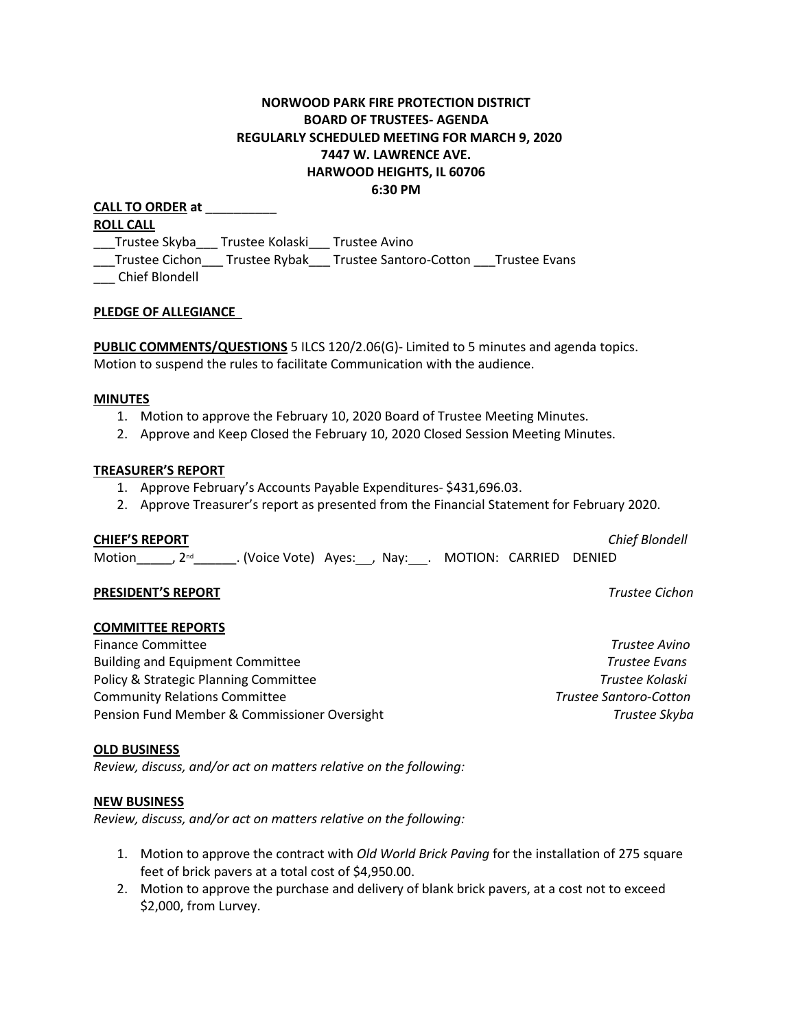**NORWOOD PARK FIRE PROTECTION DISTRICT**
**BOARD OF TRUSTEES- AGENDA**
**REGULARLY SCHEDULED MEETING FOR MARCH 9, 2020**
**7447 W. LAWRENCE AVE.**
**HARWOOD HEIGHTS, IL 60706**
**6:30 PM**

**CALL TO ORDER at** __________

**ROLL CALL**

___Trustee Skyba___ Trustee Kolaski___ Trustee Avino

___Trustee Cichon___ Trustee Rybak___ Trustee Santoro-Cotton ___Trustee Evans

___ Chief Blondell

**PLEDGE OF ALLEGIANCE**

**PUBLIC COMMENTS/QUESTIONS** 5 ILCS 120/2.06(G)- Limited to 5 minutes and agenda topics.
Motion to suspend the rules to facilitate Communication with the audience.

**MINUTES**

1. Motion to approve the February 10, 2020 Board of Trustee Meeting Minutes.
2. Approve and Keep Closed the February 10, 2020 Closed Session Meeting Minutes.

**TREASURER'S REPORT**

1. Approve February's Accounts Payable Expenditures- $431,696.03.
2. Approve Treasurer's report as presented from the Financial Statement for February 2020.

**CHIEF'S REPORT** *Chief Blondell*

Motion_____, 2nd______. (Voice Vote) Ayes:__, Nay:___. MOTION: CARRIED DENIED

**PRESIDENT'S REPORT** *Trustee Cichon*

**COMMITTEE REPORTS**

Finance Committee *Trustee Avino*

Building and Equipment Committee *Trustee Evans*

Policy & Strategic Planning Committee *Trustee Kolaski*

Community Relations Committee *Trustee Santoro-Cotton*

Pension Fund Member & Commissioner Oversight *Trustee Skyba*

**OLD BUSINESS**

*Review, discuss, and/or act on matters relative on the following:*

**NEW BUSINESS**

*Review, discuss, and/or act on matters relative on the following:*

1. Motion to approve the contract with *Old World Brick Paving* for the installation of 275 square feet of brick pavers at a total cost of $4,950.00.
2. Motion to approve the purchase and delivery of blank brick pavers, at a cost not to exceed $2,000, from Lurvey.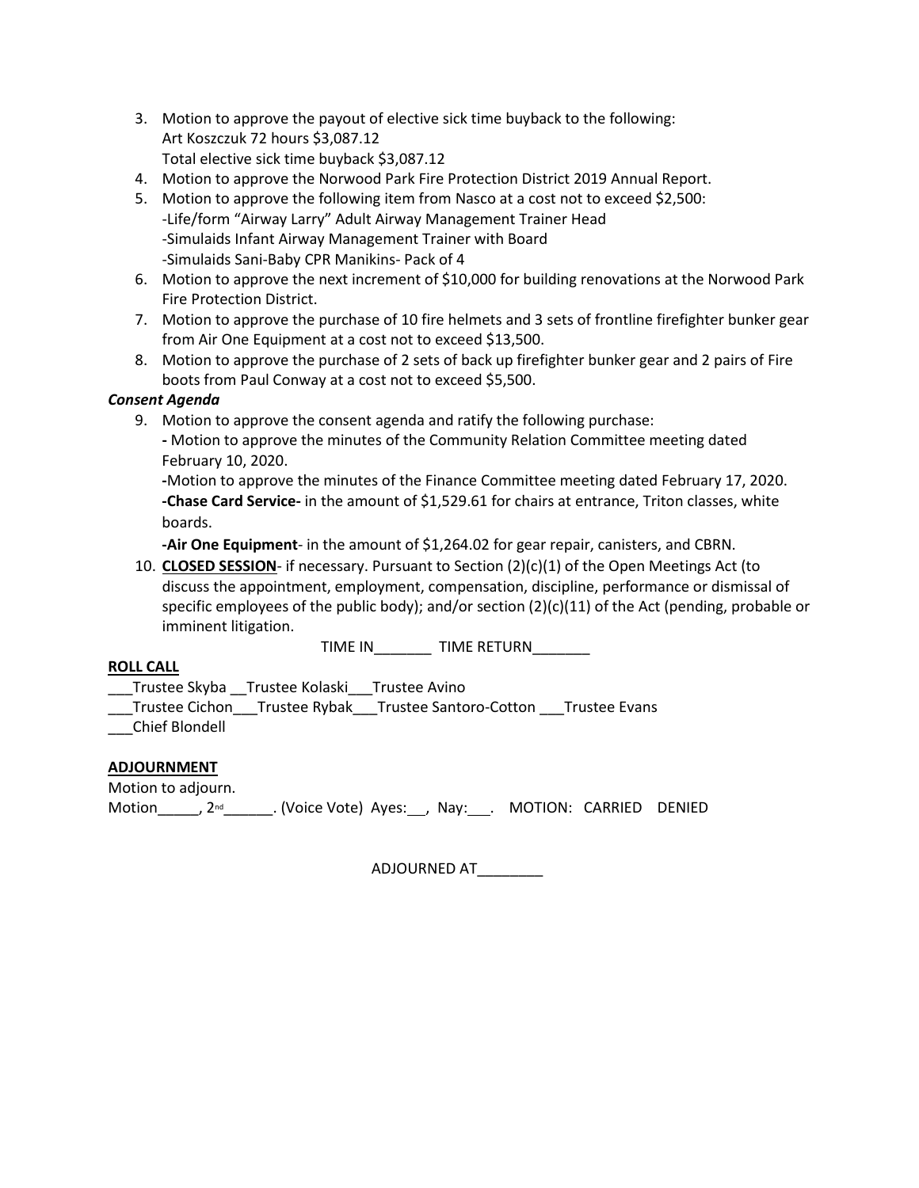3. Motion to approve the payout of elective sick time buyback to the following:
   Art Koszczuk 72 hours $3,087.12
   Total elective sick time buyback $3,087.12
4. Motion to approve the Norwood Park Fire Protection District 2019 Annual Report.
5. Motion to approve the following item from Nasco at a cost not to exceed $2,500:
   -Life/form "Airway Larry" Adult Airway Management Trainer Head
   -Simulaids Infant Airway Management Trainer with Board
   -Simulaids Sani-Baby CPR Manikins- Pack of 4
6. Motion to approve the next increment of $10,000 for building renovations at the Norwood Park Fire Protection District.
7. Motion to approve the purchase of 10 fire helmets and 3 sets of frontline firefighter bunker gear from Air One Equipment at a cost not to exceed $13,500.
8. Motion to approve the purchase of 2 sets of back up firefighter bunker gear and 2 pairs of Fire boots from Paul Conway at a cost not to exceed $5,500.

***Consent Agenda***

9. Motion to approve the consent agenda and ratify the following purchase:
   **-** Motion to approve the minutes of the Community Relation Committee meeting dated February 10, 2020.
   **-**Motion to approve the minutes of the Finance Committee meeting dated February 17, 2020.
   **-Chase Card Service-** in the amount of $1,529.61 for chairs at entrance, Triton classes, white boards.
   **-Air One Equipment**- in the amount of $1,264.02 for gear repair, canisters, and CBRN.
10. **CLOSED SESSION**- if necessary. Pursuant to Section (2)(c)(1) of the Open Meetings Act (to discuss the appointment, employment, compensation, discipline, performance or dismissal of specific employees of the public body); and/or section (2)(c)(11) of the Act (pending, probable or imminent litigation.

TIME IN_______ TIME RETURN_______

**ROLL CALL**

___Trustee Skyba __Trustee Kolaski___Trustee Avino
___Trustee Cichon___Trustee Rybak___Trustee Santoro-Cotton ___Trustee Evans
___Chief Blondell

**ADJOURNMENT**

Motion to adjourn.
Motion_____, 2nd______. (Voice Vote) Ayes:__, Nay:___. MOTION: CARRIED DENIED

ADJOURNED AT________